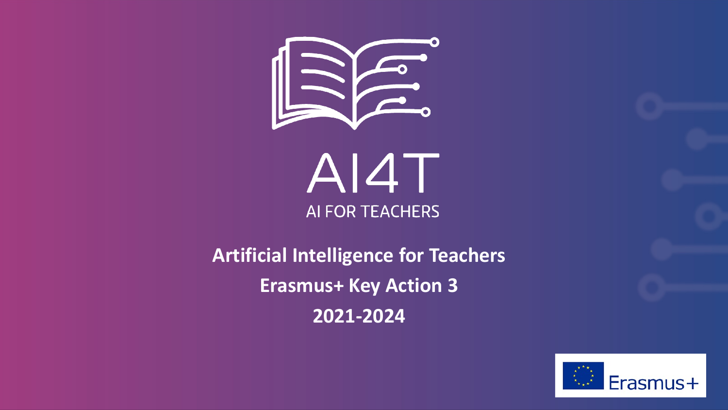# AI4T

AI FOR TEACHERS

**Artificial Intelligence for Teachers**

**Erasmus+ Key Action 3**

**2021-2024**

Erasmus+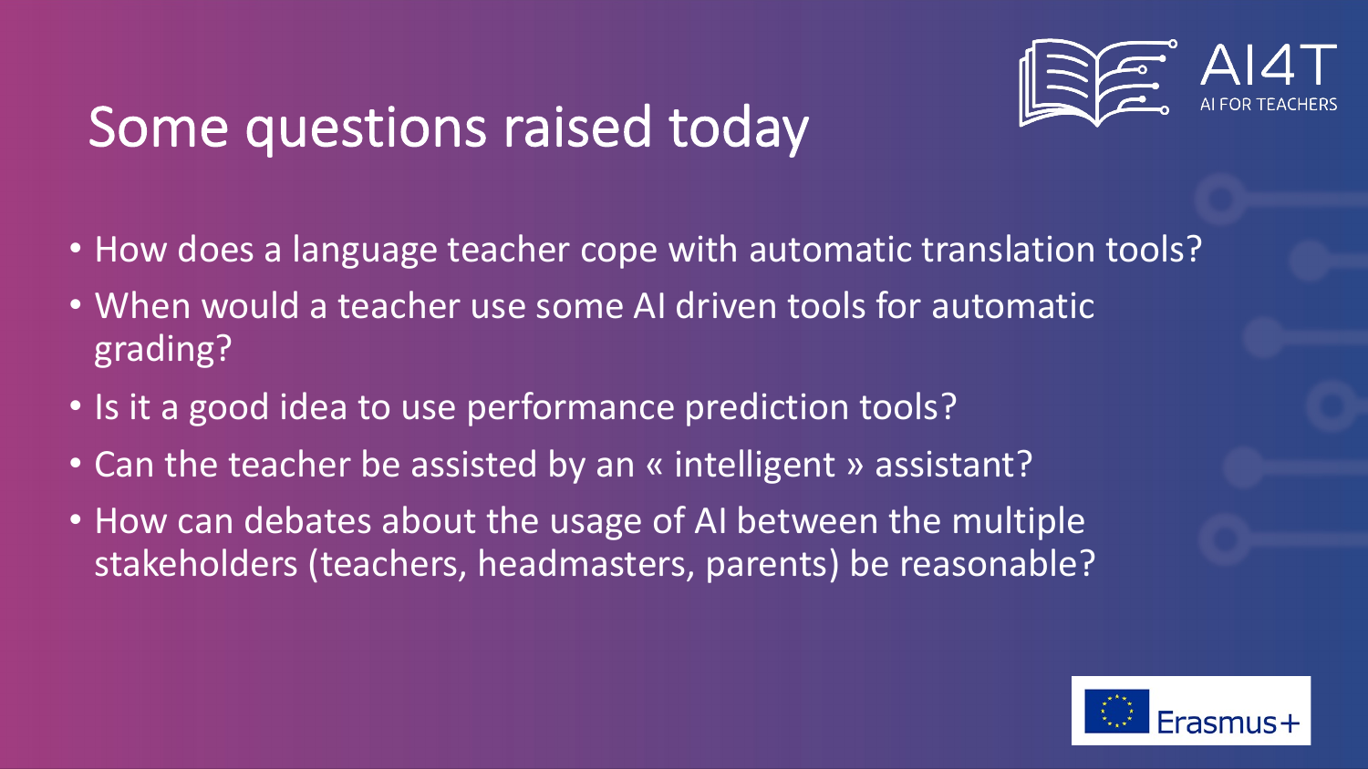# Some questions raised today

- How does a language teacher cope with automatic translation tools?
- When would a teacher use some AI driven tools for automatic grading?
- Is it a good idea to use performance prediction tools?
- Can the teacher be assisted by an « intelligent » assistant?
- How can debates about the usage of AI between the multiple stakeholders (teachers, headmasters, parents) be reasonable?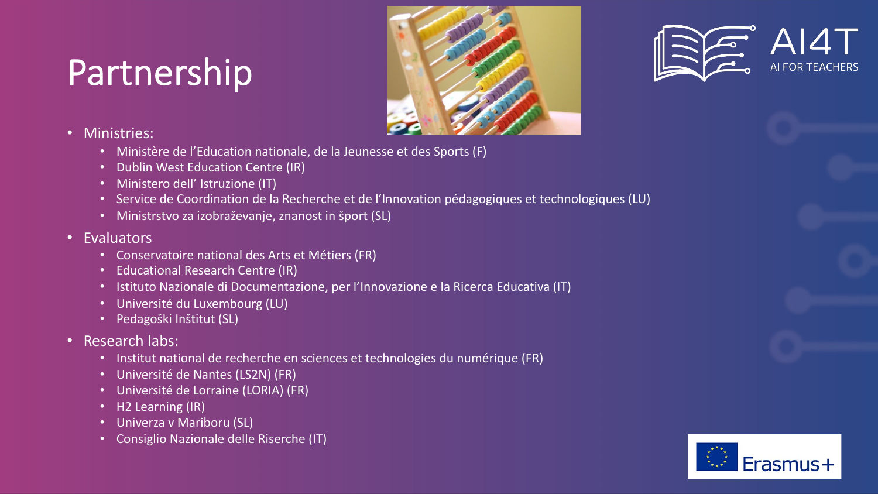# Partnership

AI4T
AI FOR TEACHERS

- Ministries:
  - Ministère de l'Education nationale, de la Jeunesse et des Sports (F)
  - Dublin West Education Centre (IR)
  - Ministero dell' Istruzione (IT)
  - Service de Coordination de la Recherche et de l'Innovation pédagogiques et technologiques (LU)
  - Ministrstvo za izobraževanje, znanost in šport (SL)
- Evaluators
  - Conservatoire national des Arts et Métiers (FR)
  - Educational Research Centre (IR)
  - Istituto Nazionale di Documentazione, per l'Innovazione e la Ricerca Educativa (IT)
  - Université du Luxembourg (LU)
  - Pedagoški Inštitut (SL)
- Research labs:
  - Institut national de recherche en sciences et technologies du numérique (FR)
  - Université de Nantes (LS2N) (FR)
  - Université de Lorraine (LORIA) (FR)
  - H2 Learning (IR)
  - Univerza v Mariboru (SL)
  - Consiglio Nazionale delle Riserche (IT)

Erasmus+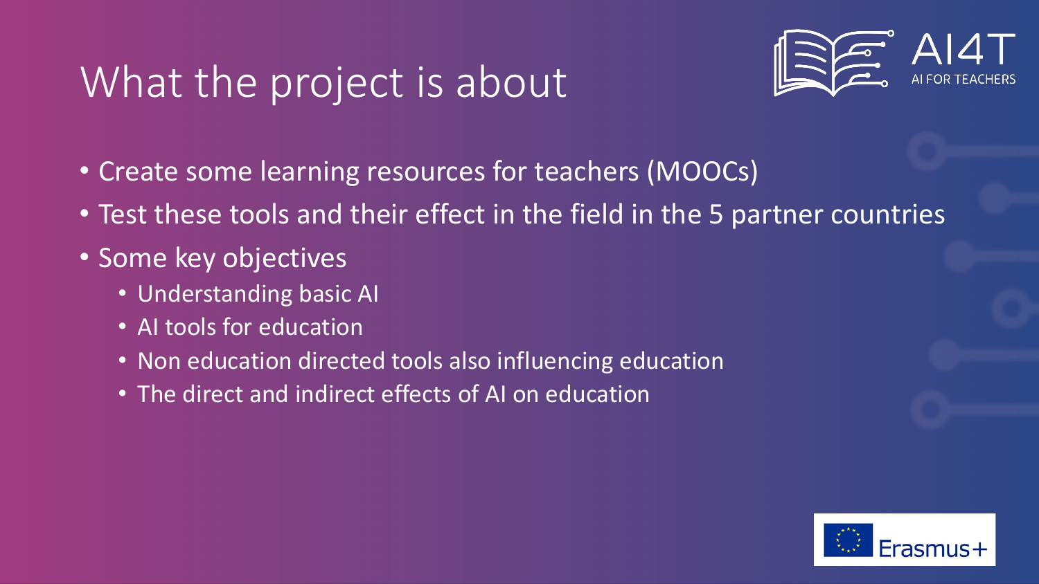# What the project is about

AI4T
AI FOR TEACHERS

- Create some learning resources for teachers (MOOCs)
- Test these tools and their effect in the field in the 5 partner countries
- Some key objectives
  - Understanding basic AI
  - AI tools for education
  - Non education directed tools also influencing education
  - The direct and indirect effects of AI on education

Erasmus+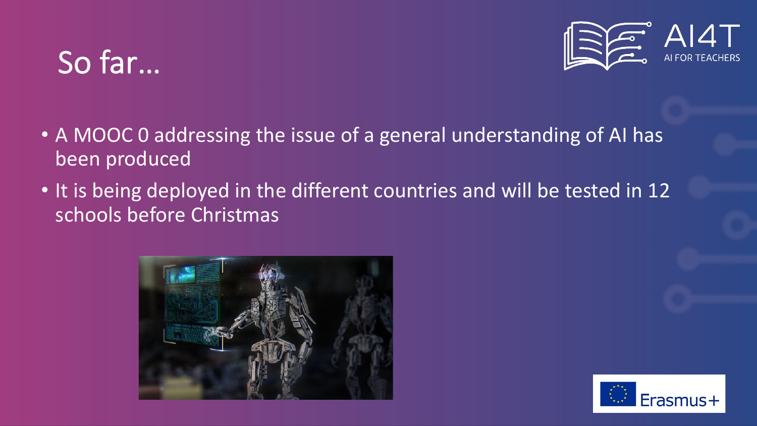# So far…

- A MOOC 0 addressing the issue of a general understanding of AI has been produced
- It is being deployed in the different countries and will be tested in 12 schools before Christmas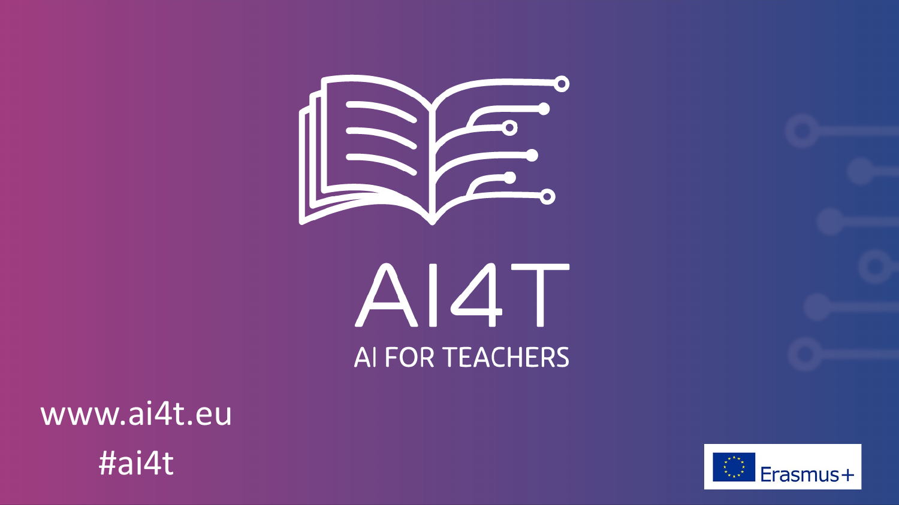AI4T

AI FOR TEACHERS

www.ai4t.eu

#ai4t

Erasmus+